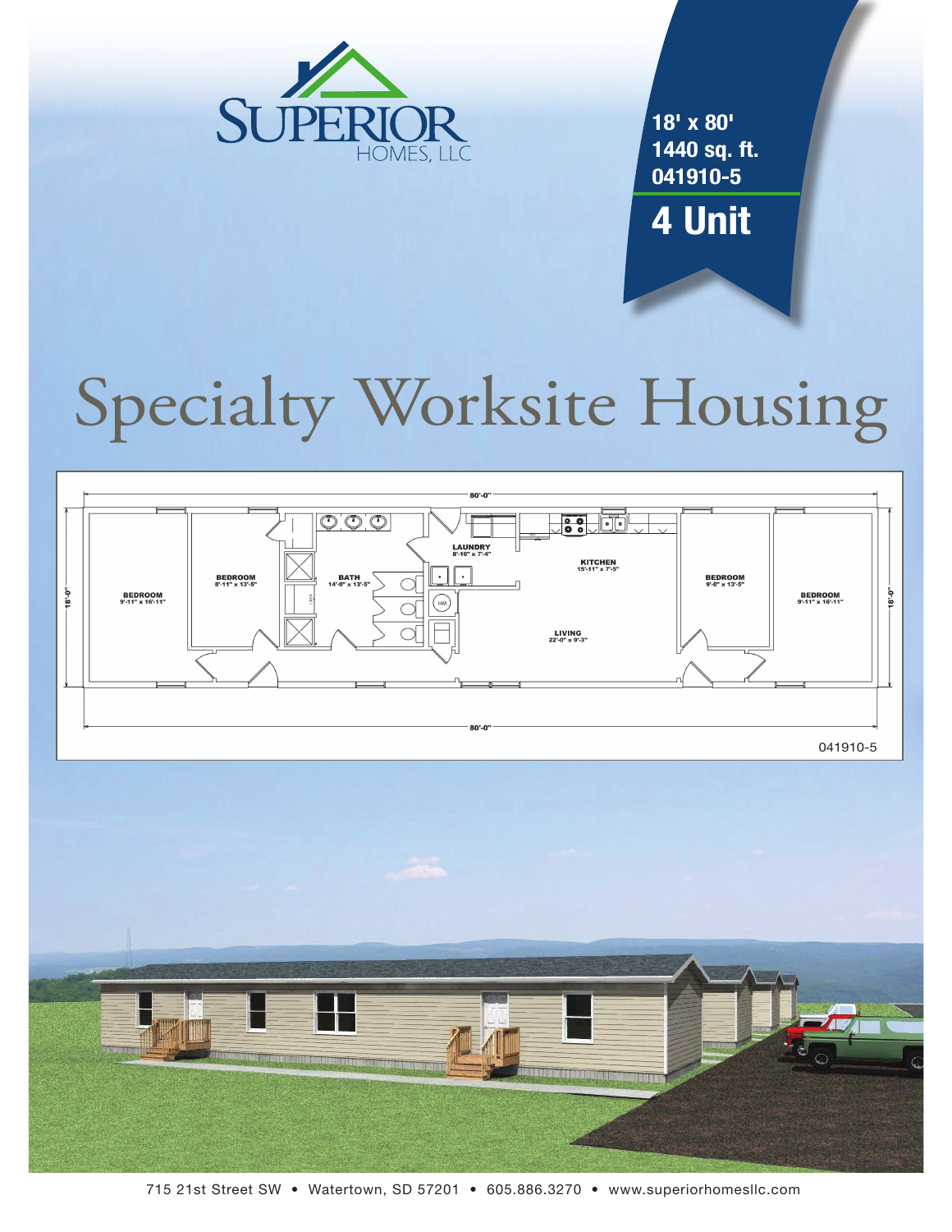SUPERIOR HOMES, LLC

**18' x 80'**
**1440 sq. ft.**
**041910-5**

**4 Unit**

# Specialty Worksite Housing

80'-0"

| Room | Dimensions |
|---|---|
| BEDROOM | 9'-11" x 16'-11" |
| BEDROOM | 8'-11" x 13'-5" |
| BATH | 14'-0" x 13'-5" |
| LAUNDRY | 8'-10" x 7'-4" |
| KITCHEN | 15'-11" x 7'-5" |
| LIVING | 22'-0" x 9'-3" |
| BEDROOM | 9'-0" x 13'-5" |
| BEDROOM | 9'-11" x 16'-11" |

18'-0"

041910-5

715 21st Street SW • Watertown, SD 57201 • 605.886.3270 • www.superiorhomesllc.com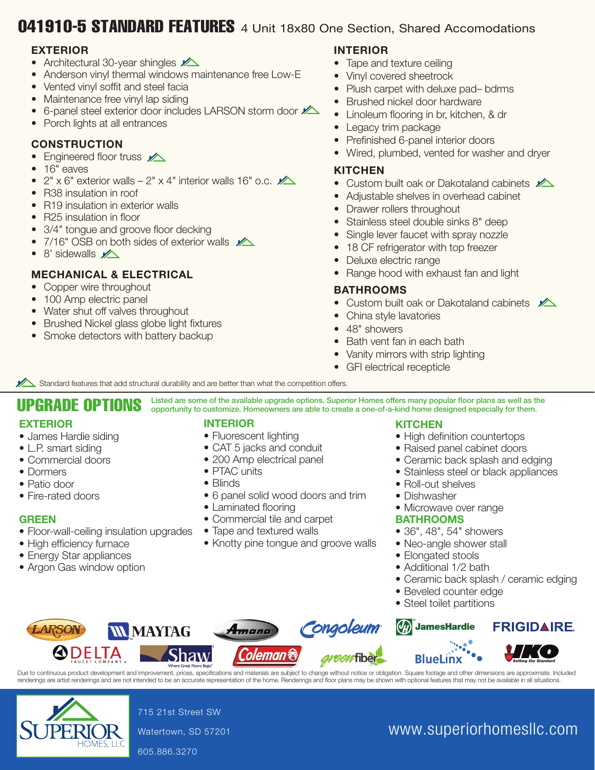# 041910-5 STANDARD FEATURES 4 Unit 18x80 One Section, Shared Accomodations

## EXTERIOR

- Architectural 30-year shingles ✓
- Anderson vinyl thermal windows maintenance free Low-E
- Vented vinyl soffit and steel facia
- Maintenance free vinyl lap siding
- 6-panel steel exterior door includes LARSON storm door ✓
- Porch lights at all entrances

## CONSTRUCTION

- Engineered floor truss ✓
- 16" eaves
- 2" x 6" exterior walls – 2" x 4" interior walls 16" o.c. ✓
- R38 insulation in roof
- R19 insulation in exterior walls
- R25 insulation in floor
- 3/4" tongue and groove floor decking
- 7/16" OSB on both sides of exterior walls ✓
- 8' sidewalls ✓

## MECHANICAL & ELECTRICAL

- Copper wire throughout
- 100 Amp electric panel
- Water shut off valves throughout
- Brushed Nickel glass globe light fixtures
- Smoke detectors with battery backup

## INTERIOR

- Tape and texture ceiling
- Vinyl covered sheetrock
- Plush carpet with deluxe pad– bdrms
- Brushed nickel door hardware
- Linoleum flooring in br, kitchen, & dr
- Legacy trim package
- Prefinished 6-panel interior doors
- Wired, plumbed, vented for washer and dryer

## KITCHEN

- Custom built oak or Dakotaland cabinets ✓
- Adjustable shelves in overhead cabinet
- Drawer rollers throughout
- Stainless steel double sinks 8" deep
- Single lever faucet with spray nozzle
- 18 CF refrigerator with top freezer
- Deluxe electric range
- Range hood with exhaust fan and light

## BATHROOMS

- Custom built oak or Dakotaland cabinets ✓
- China style lavatories
- 48" showers
- Bath vent fan in each bath
- Vanity mirrors with strip lighting
- GFI electrical recepticle

✓ Standard features that add structural durability and are better than what the competition offers.

# UPGRADE OPTIONS

Listed are some of the available upgrade options. Superior Homes offers many popular floor plans as well as the opportunity to customize. Homeowners are able to create a one-of-a-kind home designed especially for them.

## EXTERIOR

- James Hardie siding
- L.P. smart siding
- Commercial doors
- Dormers
- Patio door
- Fire-rated doors

## GREEN

- Floor-wall-ceiling insulation upgrades
- High efficiency furnace
- Energy Star appliances
- Argon Gas window option

## INTERIOR

- Fluorescent lighting
- CAT 5 jacks and conduit
- 200 Amp electrical panel
- PTAC units
- Blinds
- 6 panel solid wood doors and trim
- Laminated flooring
- Commercial tile and carpet
- Tape and textured walls
- Knotty pine tongue and groove walls

## KITCHEN

- High definition countertops
- Raised panel cabinet doors
- Ceramic back splash and edging
- Stainless steel or black appliances
- Roll-out shelves
- Dishwasher
- Microwave over range

## BATHROOMS

- 36", 48", 54" showers
- Neo-angle shower stall
- Elongated stools
- Additional 1/2 bath
- Ceramic back splash / ceramic edging
- Beveled counter edge
- Steel toilet partitions

LARSON · MAYTAG · Amana · Congoleum · JamesHardie · FRIGIDAIRE · DELTA FAUCET COMPANY · Shaw Where Great Floors Begin · Coleman · greenfiber · BlueLinx · IKO Setting the Standard

Due to continuous product development and improvement, prices, specifications and materials are subject to change without notice or obligation. Square footage and other dimensions are approximate. Included renderings are artist renderings and are not intended to be an accurate representation of the home. Renderings and floor plans may be shown with optional features that may not be available in all situations.

SUPERIOR HOMES, LLC

715 21st Street SW

Watertown, SD 57201

605.886.3270

www.superiorhomesllc.com